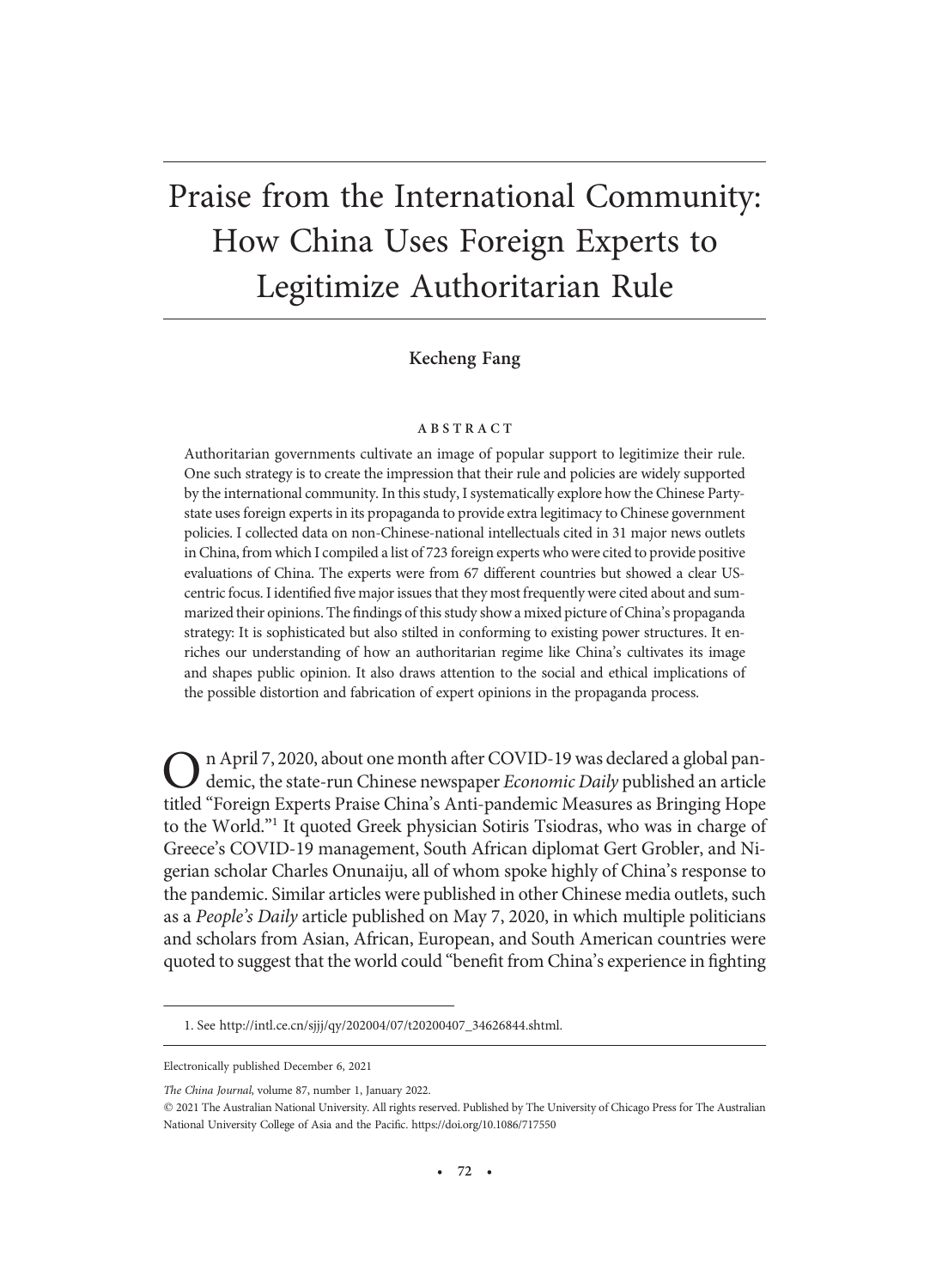# Praise from the International Community: How China Uses Foreign Experts to Legitimize Authoritarian Rule

**Kecheng Fang**

## ABSTRACT

Authoritarian governments cultivate an image of popular support to legitimize their rule. One such strategy is to create the impression that their rule and policies are widely supported by the international community. In this study, I systematically explore how the Chinese Party-state uses foreign experts in its propaganda to provide extra legitimacy to Chinese government policies. I collected data on non-Chinese-national intellectuals cited in 31 major news outlets in China, from which I compiled a list of 723 foreign experts who were cited to provide positive evaluations of China. The experts were from 67 different countries but showed a clear US-centric focus. I identified five major issues that they most frequently were cited about and summarized their opinions. The findings of this study show a mixed picture of China's propaganda strategy: It is sophisticated but also stilted in conforming to existing power structures. It enriches our understanding of how an authoritarian regime like China's cultivates its image and shapes public opinion. It also draws attention to the social and ethical implications of the possible distortion and fabrication of expert opinions in the propaganda process.

On April 7, 2020, about one month after COVID-19 was declared a global pandemic, the state-run Chinese newspaper *Economic Daily* published an article titled "Foreign Experts Praise China's Anti-pandemic Measures as Bringing Hope to the World."[1] It quoted Greek physician Sotiris Tsiodras, who was in charge of Greece's COVID-19 management, South African diplomat Gert Grobler, and Nigerian scholar Charles Onunaiju, all of whom spoke highly of China's response to the pandemic. Similar articles were published in other Chinese media outlets, such as a *People's Daily* article published on May 7, 2020, in which multiple politicians and scholars from Asian, African, European, and South American countries were quoted to suggest that the world could "benefit from China's experience in fighting

1. See http://intl.ce.cn/sjjj/qy/202004/07/t20200407_34626844.shtml.

Electronically published December 6, 2021

*The China Journal*, volume 87, number 1, January 2022.

© 2021 The Australian National University. All rights reserved. Published by The University of Chicago Press for The Australian National University College of Asia and the Pacific. https://doi.org/10.1086/717550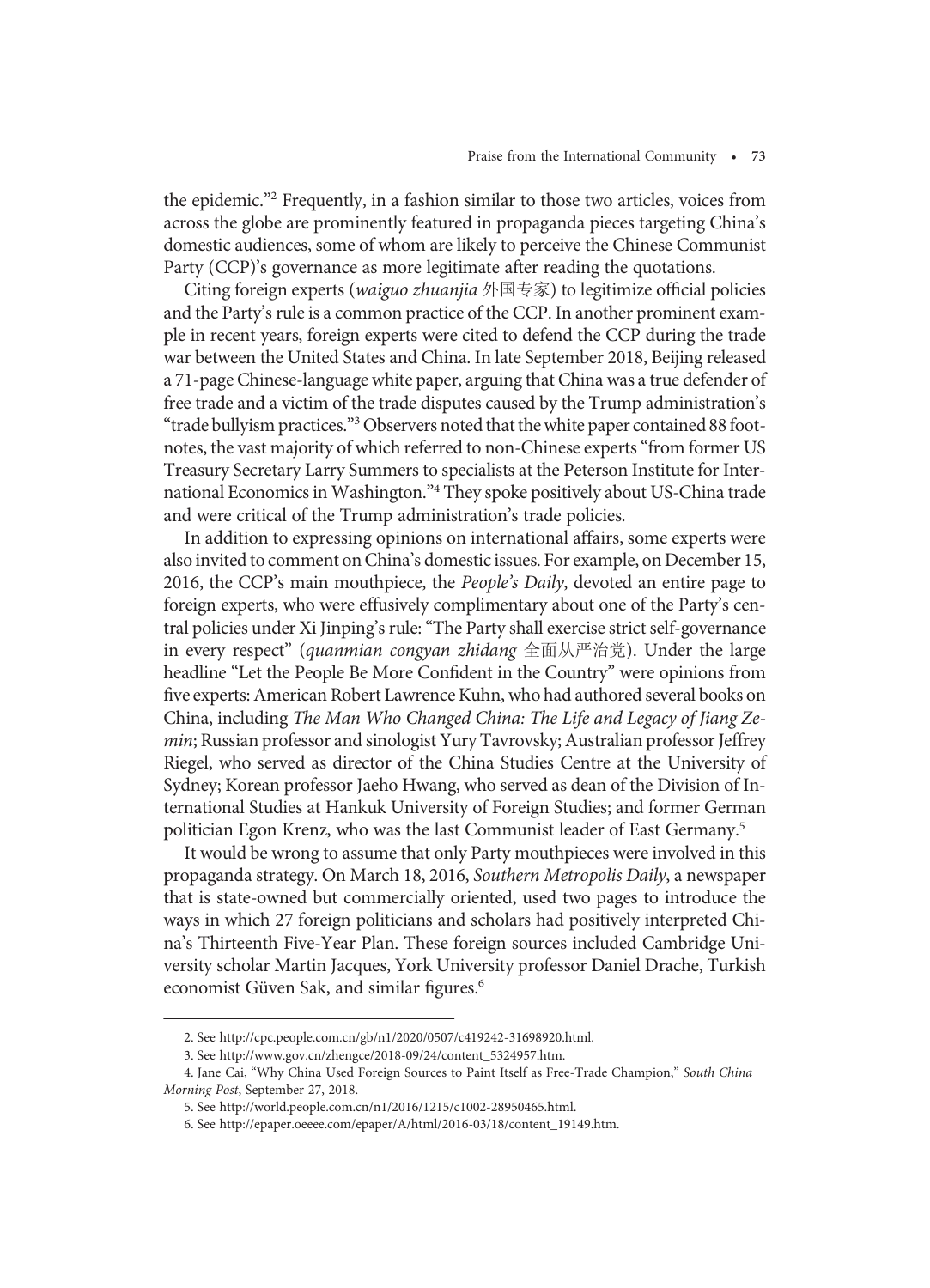the epidemic."[2] Frequently, in a fashion similar to those two articles, voices from across the globe are prominently featured in propaganda pieces targeting China's domestic audiences, some of whom are likely to perceive the Chinese Communist Party (CCP)'s governance as more legitimate after reading the quotations.

Citing foreign experts (*waiguo zhuanjia* 外国专家) to legitimize official policies and the Party's rule is a common practice of the CCP. In another prominent example in recent years, foreign experts were cited to defend the CCP during the trade war between the United States and China. In late September 2018, Beijing released a 71-page Chinese-language white paper, arguing that China was a true defender of free trade and a victim of the trade disputes caused by the Trump administration's "trade bullyism practices."[3] Observers noted that the white paper contained 88 footnotes, the vast majority of which referred to non-Chinese experts "from former US Treasury Secretary Larry Summers to specialists at the Peterson Institute for International Economics in Washington."[4] They spoke positively about US-China trade and were critical of the Trump administration's trade policies.

In addition to expressing opinions on international affairs, some experts were also invited to comment on China's domestic issues. For example, on December 15, 2016, the CCP's main mouthpiece, the *People's Daily*, devoted an entire page to foreign experts, who were effusively complimentary about one of the Party's central policies under Xi Jinping's rule: "The Party shall exercise strict self-governance in every respect" (*quanmian congyan zhidang* 全面从严治党). Under the large headline "Let the People Be More Confident in the Country" were opinions from five experts: American Robert Lawrence Kuhn, who had authored several books on China, including *The Man Who Changed China: The Life and Legacy of Jiang Zemin*; Russian professor and sinologist Yury Tavrovsky; Australian professor Jeffrey Riegel, who served as director of the China Studies Centre at the University of Sydney; Korean professor Jaeho Hwang, who served as dean of the Division of International Studies at Hankuk University of Foreign Studies; and former German politician Egon Krenz, who was the last Communist leader of East Germany.[5]

It would be wrong to assume that only Party mouthpieces were involved in this propaganda strategy. On March 18, 2016, *Southern Metropolis Daily*, a newspaper that is state-owned but commercially oriented, used two pages to introduce the ways in which 27 foreign politicians and scholars had positively interpreted China's Thirteenth Five-Year Plan. These foreign sources included Cambridge University scholar Martin Jacques, York University professor Daniel Drache, Turkish economist Güven Sak, and similar figures.[6]

---

2. See http://cpc.people.com.cn/gb/n1/2020/0507/c419242-31698920.html.

3. See http://www.gov.cn/zhengce/2018-09/24/content_5324957.htm.

4. Jane Cai, "Why China Used Foreign Sources to Paint Itself as Free-Trade Champion," *South China Morning Post*, September 27, 2018.

5. See http://world.people.com.cn/n1/2016/1215/c1002-28950465.html.

6. See http://epaper.oeeee.com/epaper/A/html/2016-03/18/content_19149.htm.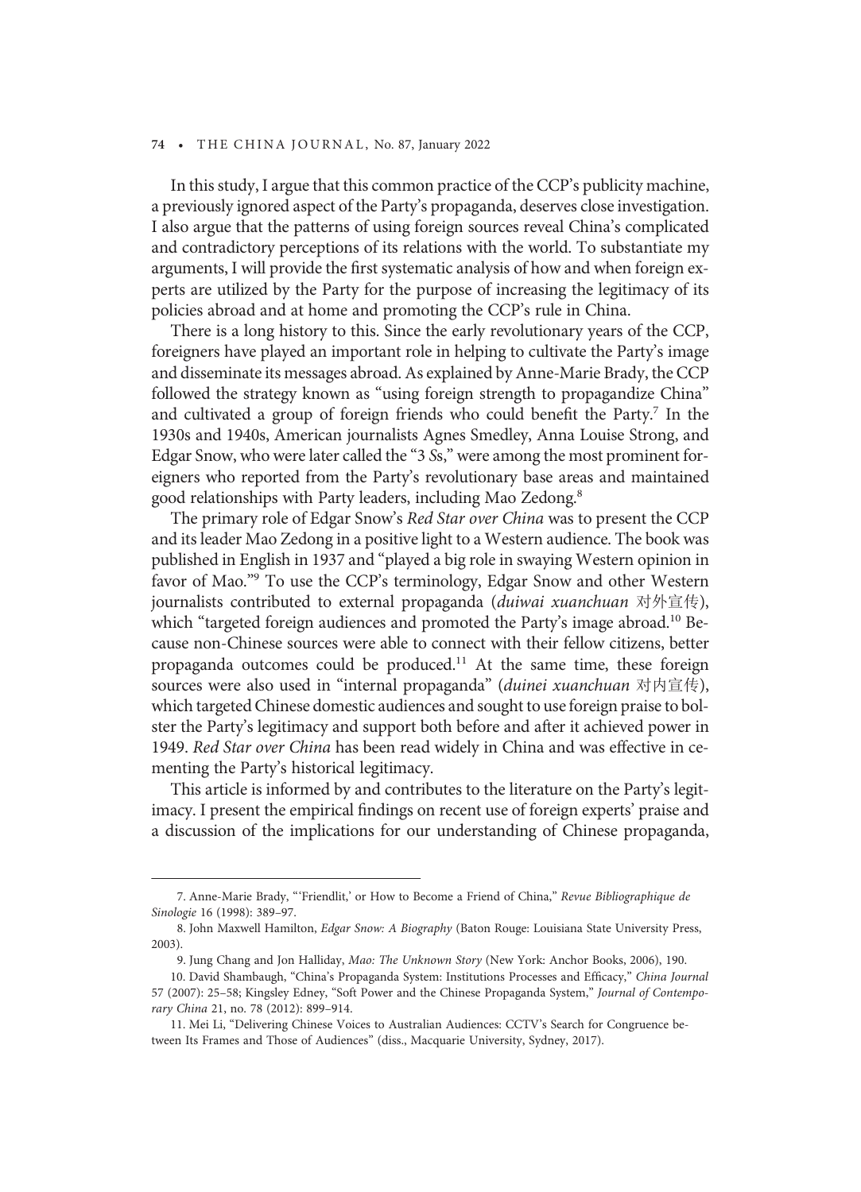In this study, I argue that this common practice of the CCP's publicity machine, a previously ignored aspect of the Party's propaganda, deserves close investigation. I also argue that the patterns of using foreign sources reveal China's complicated and contradictory perceptions of its relations with the world. To substantiate my arguments, I will provide the first systematic analysis of how and when foreign experts are utilized by the Party for the purpose of increasing the legitimacy of its policies abroad and at home and promoting the CCP's rule in China.

There is a long history to this. Since the early revolutionary years of the CCP, foreigners have played an important role in helping to cultivate the Party's image and disseminate its messages abroad. As explained by Anne-Marie Brady, the CCP followed the strategy known as "using foreign strength to propagandize China" and cultivated a group of foreign friends who could benefit the Party.[7] In the 1930s and 1940s, American journalists Agnes Smedley, Anna Louise Strong, and Edgar Snow, who were later called the "3 *S*s," were among the most prominent foreigners who reported from the Party's revolutionary base areas and maintained good relationships with Party leaders, including Mao Zedong.[8]

The primary role of Edgar Snow's *Red Star over China* was to present the CCP and its leader Mao Zedong in a positive light to a Western audience. The book was published in English in 1937 and "played a big role in swaying Western opinion in favor of Mao."[9] To use the CCP's terminology, Edgar Snow and other Western journalists contributed to external propaganda (*duiwai xuanchuan* 对外宣传), which "targeted foreign audiences and promoted the Party's image abroad.[10] Because non-Chinese sources were able to connect with their fellow citizens, better propaganda outcomes could be produced.[11] At the same time, these foreign sources were also used in "internal propaganda" (*duinei xuanchuan* 对内宣传), which targeted Chinese domestic audiences and sought to use foreign praise to bolster the Party's legitimacy and support both before and after it achieved power in 1949. *Red Star over China* has been read widely in China and was effective in cementing the Party's historical legitimacy.

This article is informed by and contributes to the literature on the Party's legitimacy. I present the empirical findings on recent use of foreign experts' praise and a discussion of the implications for our understanding of Chinese propaganda,

---

7. Anne-Marie Brady, "'Friendlit,' or How to Become a Friend of China," *Revue Bibliographique de Sinologie* 16 (1998): 389–97.

8. John Maxwell Hamilton, *Edgar Snow: A Biography* (Baton Rouge: Louisiana State University Press, 2003).

9. Jung Chang and Jon Halliday, *Mao: The Unknown Story* (New York: Anchor Books, 2006), 190.

10. David Shambaugh, "China's Propaganda System: Institutions Processes and Efficacy," *China Journal* 57 (2007): 25–58; Kingsley Edney, "Soft Power and the Chinese Propaganda System," *Journal of Contemporary China* 21, no. 78 (2012): 899–914.

11. Mei Li, "Delivering Chinese Voices to Australian Audiences: CCTV's Search for Congruence between Its Frames and Those of Audiences" (diss., Macquarie University, Sydney, 2017).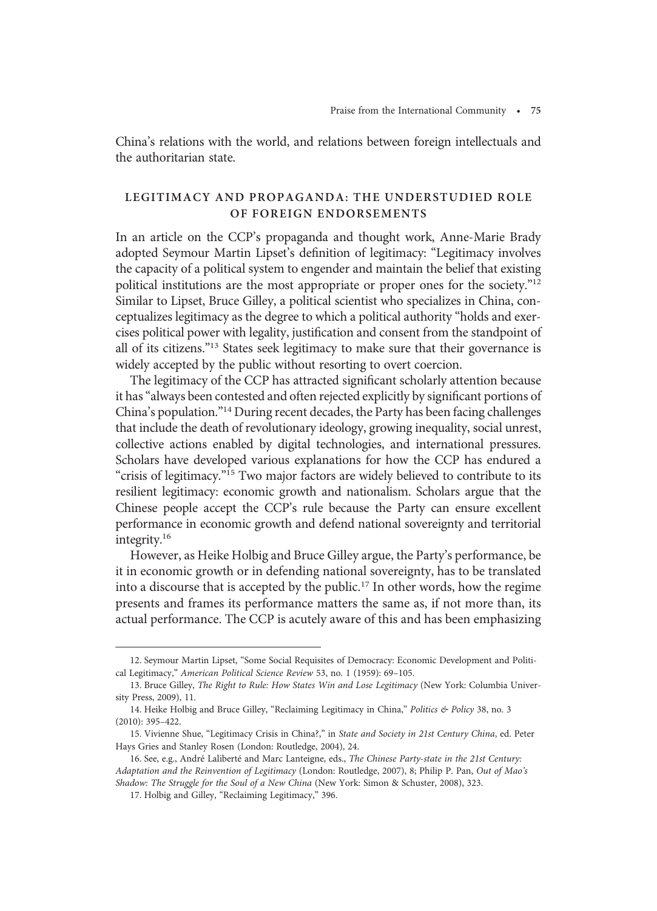China's relations with the world, and relations between foreign intellectuals and the authoritarian state.

## LEGITIMACY AND PROPAGANDA: THE UNDERSTUDIED ROLE OF FOREIGN ENDORSEMENTS

In an article on the CCP's propaganda and thought work, Anne-Marie Brady adopted Seymour Martin Lipset's definition of legitimacy: "Legitimacy involves the capacity of a political system to engender and maintain the belief that existing political institutions are the most appropriate or proper ones for the society."[12] Similar to Lipset, Bruce Gilley, a political scientist who specializes in China, conceptualizes legitimacy as the degree to which a political authority "holds and exercises political power with legality, justification and consent from the standpoint of all of its citizens."[13] States seek legitimacy to make sure that their governance is widely accepted by the public without resorting to overt coercion.

The legitimacy of the CCP has attracted significant scholarly attention because it has "always been contested and often rejected explicitly by significant portions of China's population."[14] During recent decades, the Party has been facing challenges that include the death of revolutionary ideology, growing inequality, social unrest, collective actions enabled by digital technologies, and international pressures. Scholars have developed various explanations for how the CCP has endured a "crisis of legitimacy."[15] Two major factors are widely believed to contribute to its resilient legitimacy: economic growth and nationalism. Scholars argue that the Chinese people accept the CCP's rule because the Party can ensure excellent performance in economic growth and defend national sovereignty and territorial integrity.[16]

However, as Heike Holbig and Bruce Gilley argue, the Party's performance, be it in economic growth or in defending national sovereignty, has to be translated into a discourse that is accepted by the public.[17] In other words, how the regime presents and frames its performance matters the same as, if not more than, its actual performance. The CCP is acutely aware of this and has been emphasizing

---

12. Seymour Martin Lipset, "Some Social Requisites of Democracy: Economic Development and Political Legitimacy," *American Political Science Review* 53, no. 1 (1959): 69–105.

13. Bruce Gilley, *The Right to Rule: How States Win and Lose Legitimacy* (New York: Columbia University Press, 2009), 11.

14. Heike Holbig and Bruce Gilley, "Reclaiming Legitimacy in China," *Politics & Policy* 38, no. 3 (2010): 395–422.

15. Vivienne Shue, "Legitimacy Crisis in China?," in *State and Society in 21st Century China*, ed. Peter Hays Gries and Stanley Rosen (London: Routledge, 2004), 24.

16. See, e.g., André Laliberté and Marc Lanteigne, eds., *The Chinese Party-state in the 21st Century: Adaptation and the Reinvention of Legitimacy* (London: Routledge, 2007), 8; Philip P. Pan, *Out of Mao's Shadow: The Struggle for the Soul of a New China* (New York: Simon & Schuster, 2008), 323.

17. Holbig and Gilley, "Reclaiming Legitimacy," 396.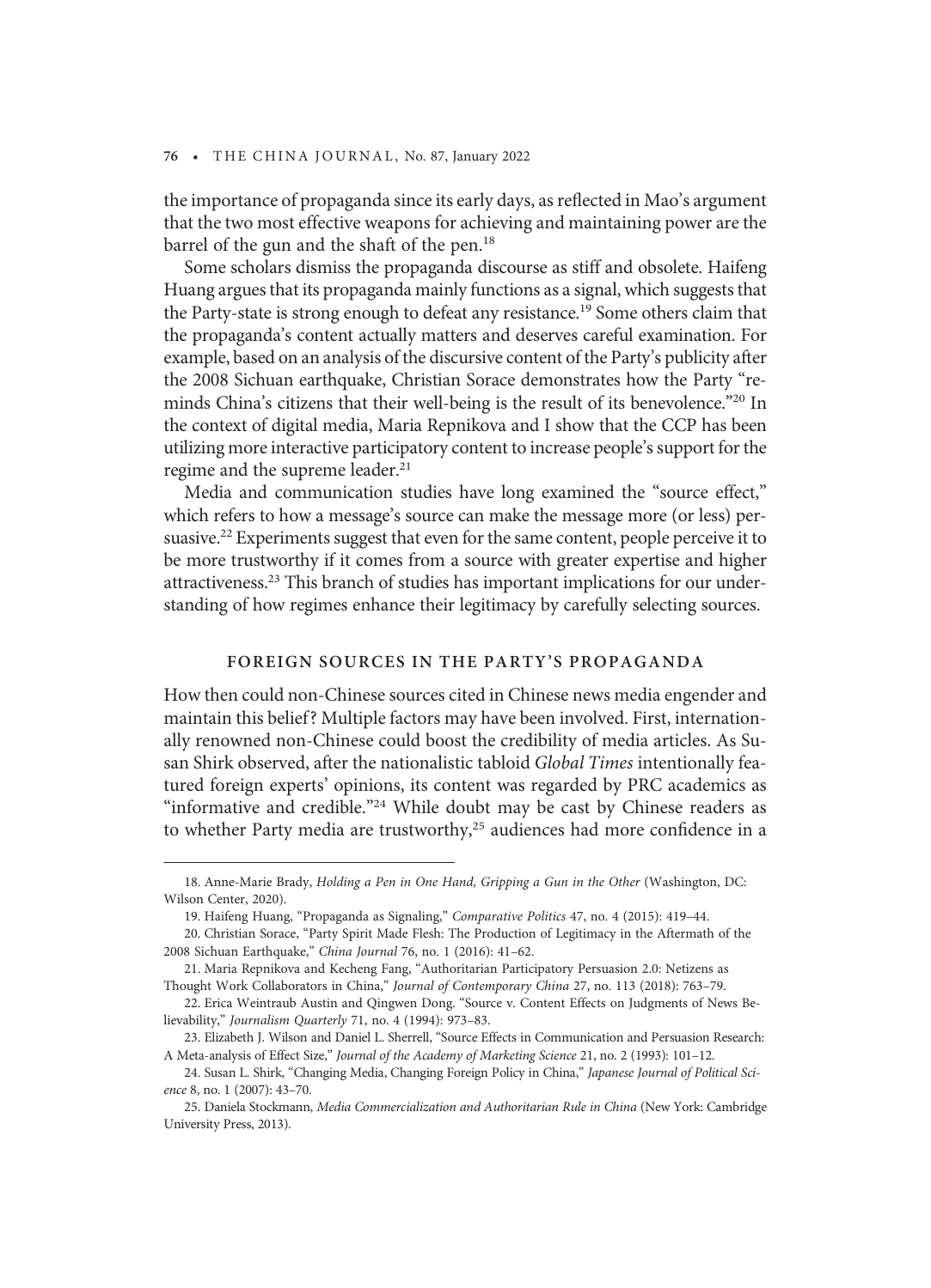the importance of propaganda since its early days, as reflected in Mao's argument that the two most effective weapons for achieving and maintaining power are the barrel of the gun and the shaft of the pen.[18]

Some scholars dismiss the propaganda discourse as stiff and obsolete. Haifeng Huang argues that its propaganda mainly functions as a signal, which suggests that the Party-state is strong enough to defeat any resistance.[19] Some others claim that the propaganda's content actually matters and deserves careful examination. For example, based on an analysis of the discursive content of the Party's publicity after the 2008 Sichuan earthquake, Christian Sorace demonstrates how the Party "reminds China's citizens that their well-being is the result of its benevolence."[20] In the context of digital media, Maria Repnikova and I show that the CCP has been utilizing more interactive participatory content to increase people's support for the regime and the supreme leader.[21]

Media and communication studies have long examined the "source effect," which refers to how a message's source can make the message more (or less) persuasive.[22] Experiments suggest that even for the same content, people perceive it to be more trustworthy if it comes from a source with greater expertise and higher attractiveness.[23] This branch of studies has important implications for our understanding of how regimes enhance their legitimacy by carefully selecting sources.

## FOREIGN SOURCES IN THE PARTY'S PROPAGANDA

How then could non-Chinese sources cited in Chinese news media engender and maintain this belief? Multiple factors may have been involved. First, internationally renowned non-Chinese could boost the credibility of media articles. As Susan Shirk observed, after the nationalistic tabloid *Global Times* intentionally featured foreign experts' opinions, its content was regarded by PRC academics as "informative and credible."[24] While doubt may be cast by Chinese readers as to whether Party media are trustworthy,[25] audiences had more confidence in a

---

18. Anne-Marie Brady, *Holding a Pen in One Hand, Gripping a Gun in the Other* (Washington, DC: Wilson Center, 2020).

19. Haifeng Huang, "Propaganda as Signaling," *Comparative Politics* 47, no. 4 (2015): 419–44.

20. Christian Sorace, "Party Spirit Made Flesh: The Production of Legitimacy in the Aftermath of the 2008 Sichuan Earthquake," *China Journal* 76, no. 1 (2016): 41–62.

21. Maria Repnikova and Kecheng Fang, "Authoritarian Participatory Persuasion 2.0: Netizens as Thought Work Collaborators in China," *Journal of Contemporary China* 27, no. 113 (2018): 763–79.

22. Erica Weintraub Austin and Qingwen Dong. "Source v. Content Effects on Judgments of News Believability," *Journalism Quarterly* 71, no. 4 (1994): 973–83.

23. Elizabeth J. Wilson and Daniel L. Sherrell, "Source Effects in Communication and Persuasion Research: A Meta-analysis of Effect Size," *Journal of the Academy of Marketing Science* 21, no. 2 (1993): 101–12.

24. Susan L. Shirk, "Changing Media, Changing Foreign Policy in China," *Japanese Journal of Political Science* 8, no. 1 (2007): 43–70.

25. Daniela Stockmann, *Media Commercialization and Authoritarian Rule in China* (New York: Cambridge University Press, 2013).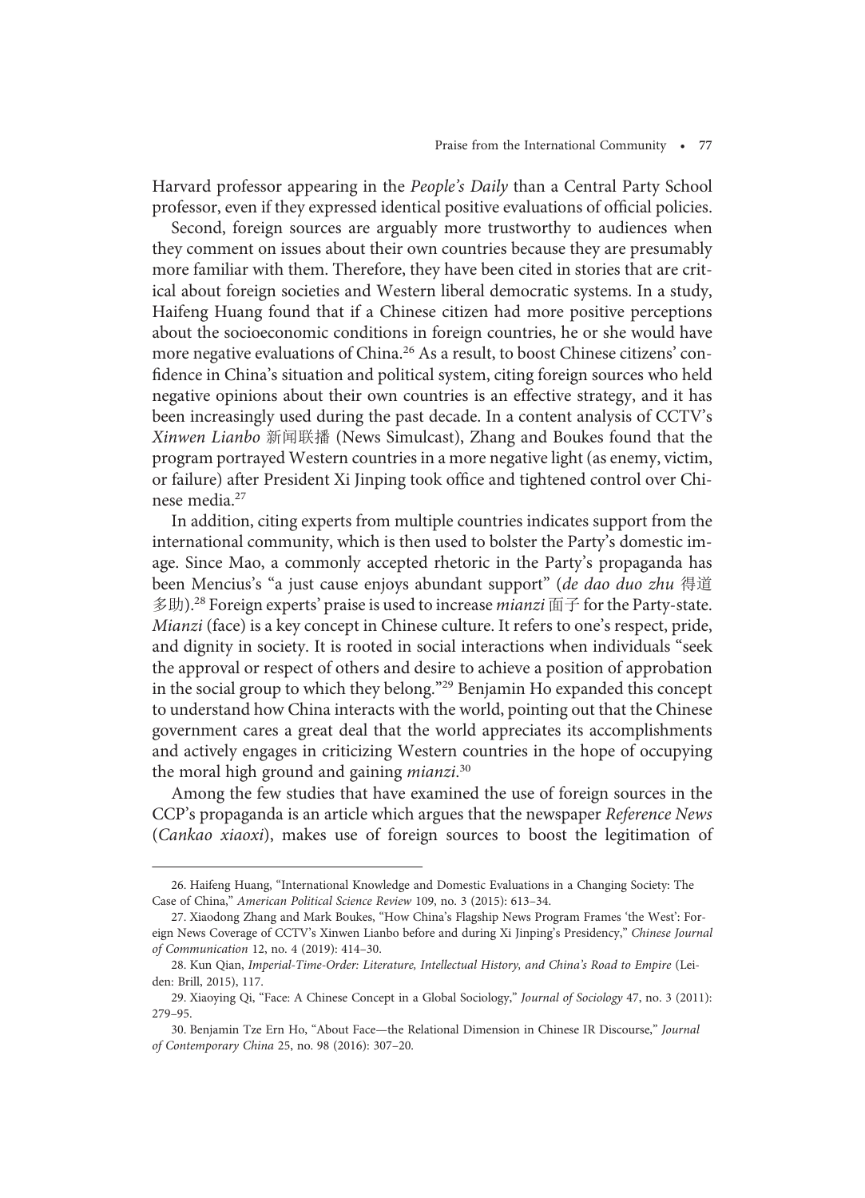Harvard professor appearing in the *People's Daily* than a Central Party School professor, even if they expressed identical positive evaluations of official policies.

Second, foreign sources are arguably more trustworthy to audiences when they comment on issues about their own countries because they are presumably more familiar with them. Therefore, they have been cited in stories that are critical about foreign societies and Western liberal democratic systems. In a study, Haifeng Huang found that if a Chinese citizen had more positive perceptions about the socioeconomic conditions in foreign countries, he or she would have more negative evaluations of China.[26] As a result, to boost Chinese citizens' confidence in China's situation and political system, citing foreign sources who held negative opinions about their own countries is an effective strategy, and it has been increasingly used during the past decade. In a content analysis of CCTV's *Xinwen Lianbo* 新闻联播 (News Simulcast), Zhang and Boukes found that the program portrayed Western countries in a more negative light (as enemy, victim, or failure) after President Xi Jinping took office and tightened control over Chinese media.[27]

In addition, citing experts from multiple countries indicates support from the international community, which is then used to bolster the Party's domestic image. Since Mao, a commonly accepted rhetoric in the Party's propaganda has been Mencius's "a just cause enjoys abundant support" (*de dao duo zhu* 得道多助).[28] Foreign experts' praise is used to increase *mianzi* 面子 for the Party-state. *Mianzi* (face) is a key concept in Chinese culture. It refers to one's respect, pride, and dignity in society. It is rooted in social interactions when individuals "seek the approval or respect of others and desire to achieve a position of approbation in the social group to which they belong."[29] Benjamin Ho expanded this concept to understand how China interacts with the world, pointing out that the Chinese government cares a great deal that the world appreciates its accomplishments and actively engages in criticizing Western countries in the hope of occupying the moral high ground and gaining *mianzi*.[30]

Among the few studies that have examined the use of foreign sources in the CCP's propaganda is an article which argues that the newspaper *Reference News* (*Cankao xiaoxi*), makes use of foreign sources to boost the legitimation of

---

26. Haifeng Huang, "International Knowledge and Domestic Evaluations in a Changing Society: The Case of China," *American Political Science Review* 109, no. 3 (2015): 613–34.

27. Xiaodong Zhang and Mark Boukes, "How China's Flagship News Program Frames 'the West': Foreign News Coverage of CCTV's Xinwen Lianbo before and during Xi Jinping's Presidency," *Chinese Journal of Communication* 12, no. 4 (2019): 414–30.

28. Kun Qian, *Imperial-Time-Order: Literature, Intellectual History, and China's Road to Empire* (Leiden: Brill, 2015), 117.

29. Xiaoying Qi, "Face: A Chinese Concept in a Global Sociology," *Journal of Sociology* 47, no. 3 (2011): 279–95.

30. Benjamin Tze Ern Ho, "About Face—the Relational Dimension in Chinese IR Discourse," *Journal of Contemporary China* 25, no. 98 (2016): 307–20.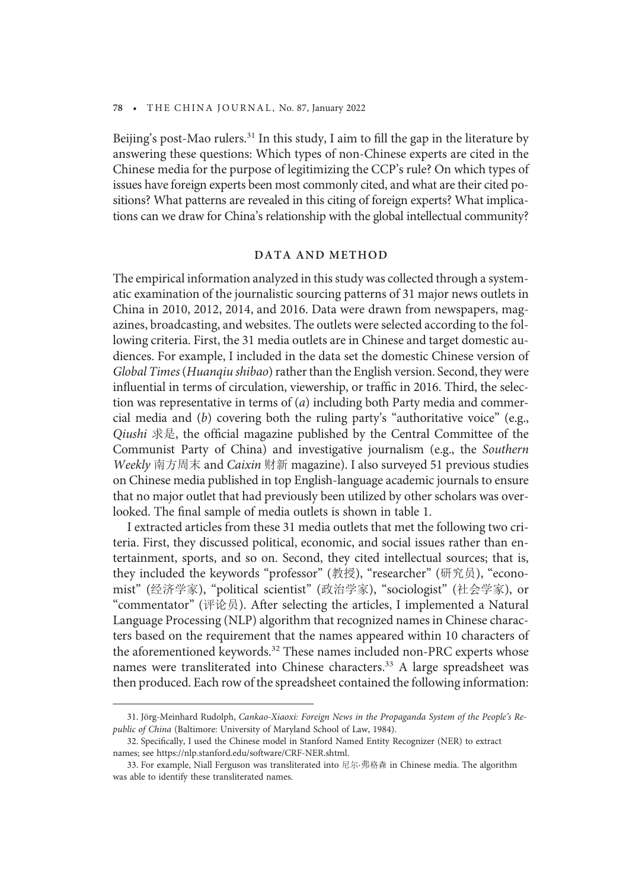Beijing's post-Mao rulers.[31] In this study, I aim to fill the gap in the literature by answering these questions: Which types of non-Chinese experts are cited in the Chinese media for the purpose of legitimizing the CCP's rule? On which types of issues have foreign experts been most commonly cited, and what are their cited positions? What patterns are revealed in this citing of foreign experts? What implications can we draw for China's relationship with the global intellectual community?

## DATA AND METHOD

The empirical information analyzed in this study was collected through a systematic examination of the journalistic sourcing patterns of 31 major news outlets in China in 2010, 2012, 2014, and 2016. Data were drawn from newspapers, magazines, broadcasting, and websites. The outlets were selected according to the following criteria. First, the 31 media outlets are in Chinese and target domestic audiences. For example, I included in the data set the domestic Chinese version of *Global Times* (*Huanqiu shibao*) rather than the English version. Second, they were influential in terms of circulation, viewership, or traffic in 2016. Third, the selection was representative in terms of (*a*) including both Party media and commercial media and (*b*) covering both the ruling party's "authoritative voice" (e.g., *Qiushi* 求是, the official magazine published by the Central Committee of the Communist Party of China) and investigative journalism (e.g., the *Southern Weekly* 南方周末 and *Caixin* 财新 magazine). I also surveyed 51 previous studies on Chinese media published in top English-language academic journals to ensure that no major outlet that had previously been utilized by other scholars was overlooked. The final sample of media outlets is shown in table 1.

I extracted articles from these 31 media outlets that met the following two criteria. First, they discussed political, economic, and social issues rather than entertainment, sports, and so on. Second, they cited intellectual sources; that is, they included the keywords "professor" (教授), "researcher" (研究员), "economist" (经济学家), "political scientist" (政治学家), "sociologist" (社会学家), or "commentator" (评论员). After selecting the articles, I implemented a Natural Language Processing (NLP) algorithm that recognized names in Chinese characters based on the requirement that the names appeared within 10 characters of the aforementioned keywords.[32] These names included non-PRC experts whose names were transliterated into Chinese characters.[33] A large spreadsheet was then produced. Each row of the spreadsheet contained the following information:

---

31. Jörg-Meinhard Rudolph, *Cankao-Xiaoxi: Foreign News in the Propaganda System of the People's Republic of China* (Baltimore: University of Maryland School of Law, 1984).

32. Specifically, I used the Chinese model in Stanford Named Entity Recognizer (NER) to extract names; see https://nlp.stanford.edu/software/CRF-NER.shtml.

33. For example, Niall Ferguson was transliterated into 尼尔·弗格森 in Chinese media. The algorithm was able to identify these transliterated names.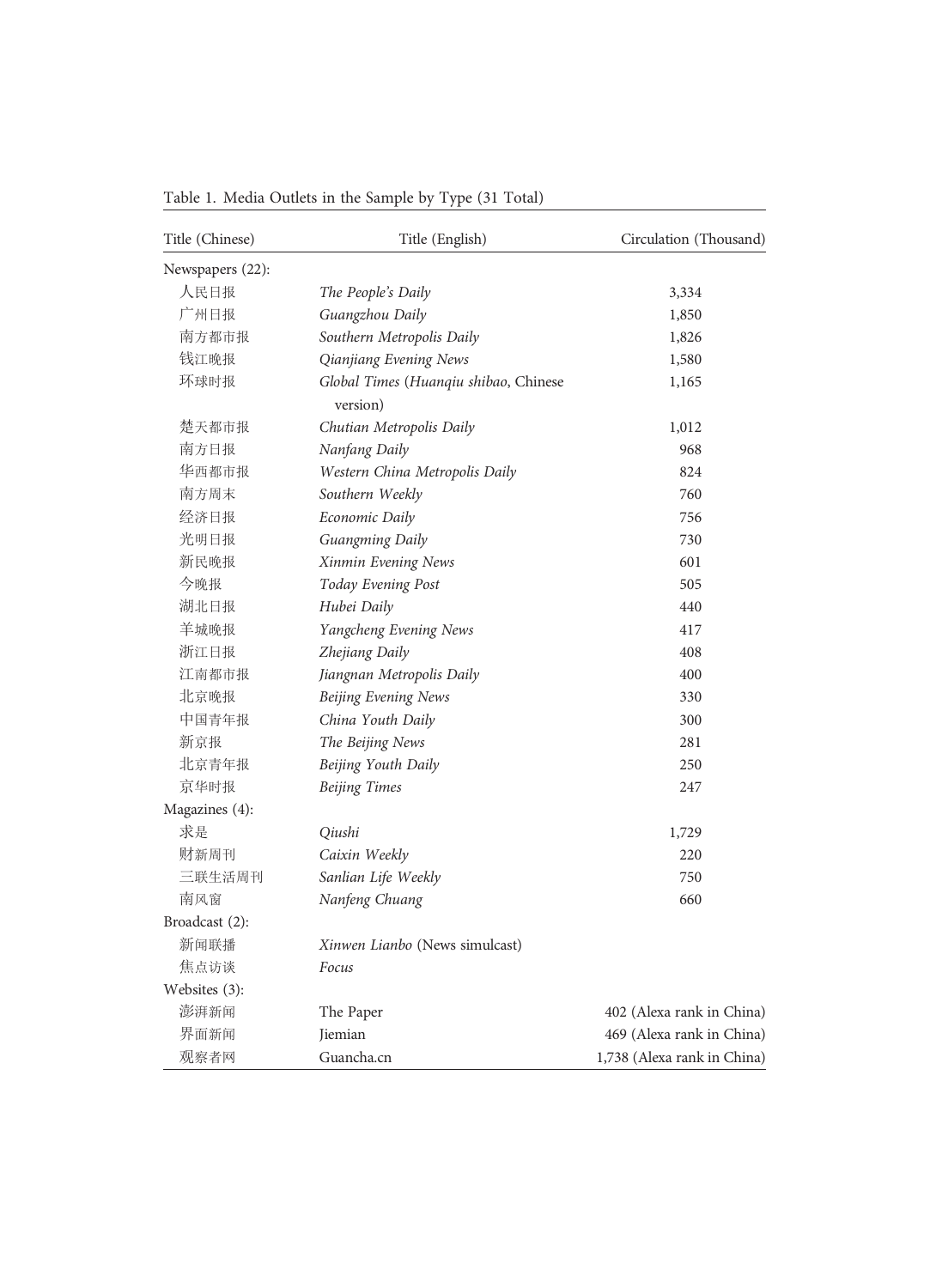Table 1. Media Outlets in the Sample by Type (31 Total)

| Title (Chinese) | Title (English) | Circulation (Thousand) |
|---|---|---|
| Newspapers (22): | | |
| 人民日报 | *The People's Daily* | 3,334 |
| 广州日报 | *Guangzhou Daily* | 1,850 |
| 南方都市报 | *Southern Metropolis Daily* | 1,826 |
| 钱江晚报 | *Qianjiang Evening News* | 1,580 |
| 环球时报 | *Global Times* (*Huanqiu shibao*, Chinese version) | 1,165 |
| 楚天都市报 | *Chutian Metropolis Daily* | 1,012 |
| 南方日报 | *Nanfang Daily* | 968 |
| 华西都市报 | *Western China Metropolis Daily* | 824 |
| 南方周末 | *Southern Weekly* | 760 |
| 经济日报 | *Economic Daily* | 756 |
| 光明日报 | *Guangming Daily* | 730 |
| 新民晚报 | *Xinmin Evening News* | 601 |
| 今晚报 | *Today Evening Post* | 505 |
| 湖北日报 | *Hubei Daily* | 440 |
| 羊城晚报 | *Yangcheng Evening News* | 417 |
| 浙江日报 | *Zhejiang Daily* | 408 |
| 江南都市报 | *Jiangnan Metropolis Daily* | 400 |
| 北京晚报 | *Beijing Evening News* | 330 |
| 中国青年报 | *China Youth Daily* | 300 |
| 新京报 | *The Beijing News* | 281 |
| 北京青年报 | *Beijing Youth Daily* | 250 |
| 京华时报 | *Beijing Times* | 247 |
| Magazines (4): | | |
| 求是 | *Qiushi* | 1,729 |
| 财新周刊 | *Caixin Weekly* | 220 |
| 三联生活周刊 | *Sanlian Life Weekly* | 750 |
| 南风窗 | *Nanfeng Chuang* | 660 |
| Broadcast (2): | | |
| 新闻联播 | *Xinwen Lianbo* (News simulcast) | |
| 焦点访谈 | *Focus* | |
| Websites (3): | | |
| 澎湃新闻 | The Paper | 402 (Alexa rank in China) |
| 界面新闻 | Jiemian | 469 (Alexa rank in China) |
| 观察者网 | Guancha.cn | 1,738 (Alexa rank in China) |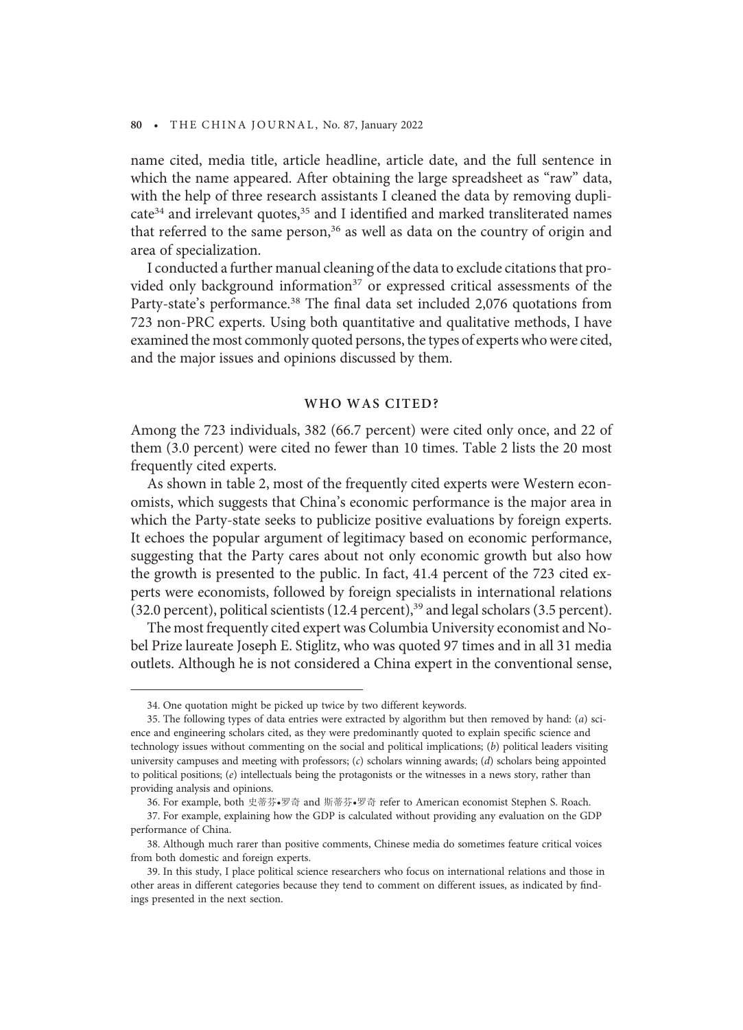name cited, media title, article headline, article date, and the full sentence in which the name appeared. After obtaining the large spreadsheet as "raw" data, with the help of three research assistants I cleaned the data by removing duplicate[34] and irrelevant quotes,[35] and I identified and marked transliterated names that referred to the same person,[36] as well as data on the country of origin and area of specialization.

I conducted a further manual cleaning of the data to exclude citations that provided only background information[37] or expressed critical assessments of the Party-state's performance.[38] The final data set included 2,076 quotations from 723 non-PRC experts. Using both quantitative and qualitative methods, I have examined the most commonly quoted persons, the types of experts who were cited, and the major issues and opinions discussed by them.

## WHO WAS CITED?

Among the 723 individuals, 382 (66.7 percent) were cited only once, and 22 of them (3.0 percent) were cited no fewer than 10 times. Table 2 lists the 20 most frequently cited experts.

As shown in table 2, most of the frequently cited experts were Western economists, which suggests that China's economic performance is the major area in which the Party-state seeks to publicize positive evaluations by foreign experts. It echoes the popular argument of legitimacy based on economic performance, suggesting that the Party cares about not only economic growth but also how the growth is presented to the public. In fact, 41.4 percent of the 723 cited experts were economists, followed by foreign specialists in international relations (32.0 percent), political scientists (12.4 percent),[39] and legal scholars (3.5 percent).

The most frequently cited expert was Columbia University economist and Nobel Prize laureate Joseph E. Stiglitz, who was quoted 97 times and in all 31 media outlets. Although he is not considered a China expert in the conventional sense,

---

34. One quotation might be picked up twice by two different keywords.

35. The following types of data entries were extracted by algorithm but then removed by hand: (*a*) science and engineering scholars cited, as they were predominantly quoted to explain specific science and technology issues without commenting on the social and political implications; (*b*) political leaders visiting university campuses and meeting with professors; (*c*) scholars winning awards; (*d*) scholars being appointed to political positions; (*e*) intellectuals being the protagonists or the witnesses in a news story, rather than providing analysis and opinions.

36. For example, both 史蒂芬•罗奇 and 斯蒂芬•罗奇 refer to American economist Stephen S. Roach.

37. For example, explaining how the GDP is calculated without providing any evaluation on the GDP performance of China.

38. Although much rarer than positive comments, Chinese media do sometimes feature critical voices from both domestic and foreign experts.

39. In this study, I place political science researchers who focus on international relations and those in other areas in different categories because they tend to comment on different issues, as indicated by findings presented in the next section.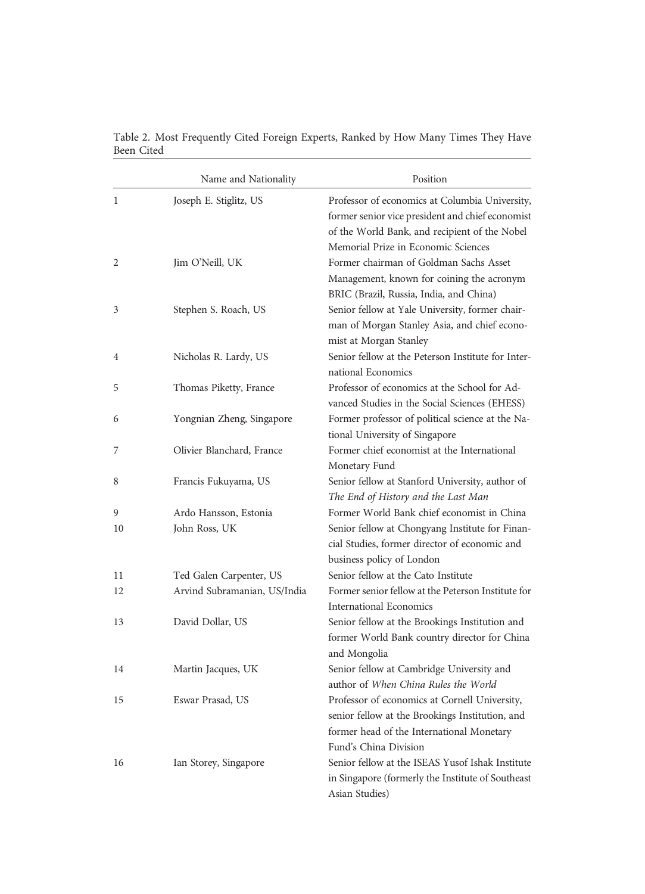Table 2. Most Frequently Cited Foreign Experts, Ranked by How Many Times They Have Been Cited

| | Name and Nationality | Position |
|---|---|---|
| 1 | Joseph E. Stiglitz, US | Professor of economics at Columbia University, former senior vice president and chief economist of the World Bank, and recipient of the Nobel Memorial Prize in Economic Sciences |
| 2 | Jim O'Neill, UK | Former chairman of Goldman Sachs Asset Management, known for coining the acronym BRIC (Brazil, Russia, India, and China) |
| 3 | Stephen S. Roach, US | Senior fellow at Yale University, former chairman of Morgan Stanley Asia, and chief economist at Morgan Stanley |
| 4 | Nicholas R. Lardy, US | Senior fellow at the Peterson Institute for International Economics |
| 5 | Thomas Piketty, France | Professor of economics at the School for Advanced Studies in the Social Sciences (EHESS) |
| 6 | Yongnian Zheng, Singapore | Former professor of political science at the National University of Singapore |
| 7 | Olivier Blanchard, France | Former chief economist at the International Monetary Fund |
| 8 | Francis Fukuyama, US | Senior fellow at Stanford University, author of *The End of History and the Last Man* |
| 9 | Ardo Hansson, Estonia | Former World Bank chief economist in China |
| 10 | John Ross, UK | Senior fellow at Chongyang Institute for Financial Studies, former director of economic and business policy of London |
| 11 | Ted Galen Carpenter, US | Senior fellow at the Cato Institute |
| 12 | Arvind Subramanian, US/India | Former senior fellow at the Peterson Institute for International Economics |
| 13 | David Dollar, US | Senior fellow at the Brookings Institution and former World Bank country director for China and Mongolia |
| 14 | Martin Jacques, UK | Senior fellow at Cambridge University and author of *When China Rules the World* |
| 15 | Eswar Prasad, US | Professor of economics at Cornell University, senior fellow at the Brookings Institution, and former head of the International Monetary Fund's China Division |
| 16 | Ian Storey, Singapore | Senior fellow at the ISEAS Yusof Ishak Institute in Singapore (formerly the Institute of Southeast Asian Studies) |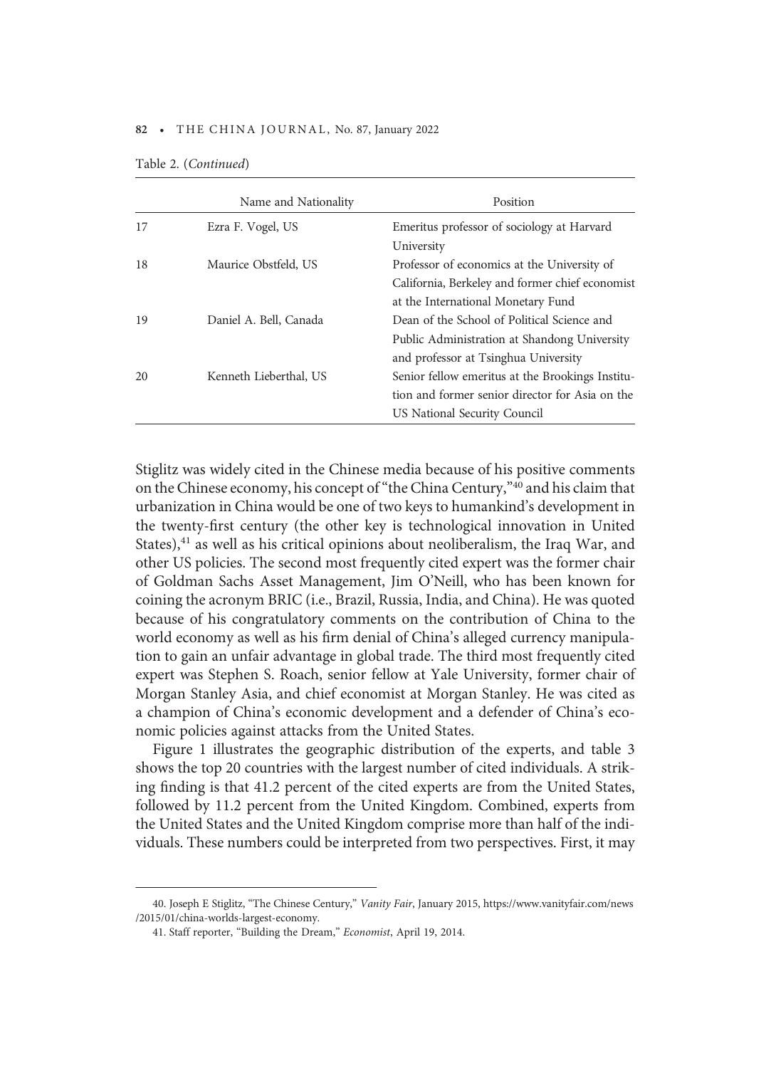Table 2. (*Continued*)

| | Name and Nationality | Position |
|---|---|---|
| 17 | Ezra F. Vogel, US | Emeritus professor of sociology at Harvard University |
| 18 | Maurice Obstfeld, US | Professor of economics at the University of California, Berkeley and former chief economist at the International Monetary Fund |
| 19 | Daniel A. Bell, Canada | Dean of the School of Political Science and Public Administration at Shandong University and professor at Tsinghua University |
| 20 | Kenneth Lieberthal, US | Senior fellow emeritus at the Brookings Institution and former senior director for Asia on the US National Security Council |

Stiglitz was widely cited in the Chinese media because of his positive comments on the Chinese economy, his concept of "the China Century,"[40] and his claim that urbanization in China would be one of two keys to humankind's development in the twenty-first century (the other key is technological innovation in United States),[41] as well as his critical opinions about neoliberalism, the Iraq War, and other US policies. The second most frequently cited expert was the former chair of Goldman Sachs Asset Management, Jim O'Neill, who has been known for coining the acronym BRIC (i.e., Brazil, Russia, India, and China). He was quoted because of his congratulatory comments on the contribution of China to the world economy as well as his firm denial of China's alleged currency manipulation to gain an unfair advantage in global trade. The third most frequently cited expert was Stephen S. Roach, senior fellow at Yale University, former chair of Morgan Stanley Asia, and chief economist at Morgan Stanley. He was cited as a champion of China's economic development and a defender of China's economic policies against attacks from the United States.

Figure 1 illustrates the geographic distribution of the experts, and table 3 shows the top 20 countries with the largest number of cited individuals. A striking finding is that 41.2 percent of the cited experts are from the United States, followed by 11.2 percent from the United Kingdom. Combined, experts from the United States and the United Kingdom comprise more than half of the individuals. These numbers could be interpreted from two perspectives. First, it may

40. Joseph E Stiglitz, "The Chinese Century," *Vanity Fair*, January 2015, https://www.vanityfair.com/news/2015/01/china-worlds-largest-economy.

41. Staff reporter, "Building the Dream," *Economist*, April 19, 2014.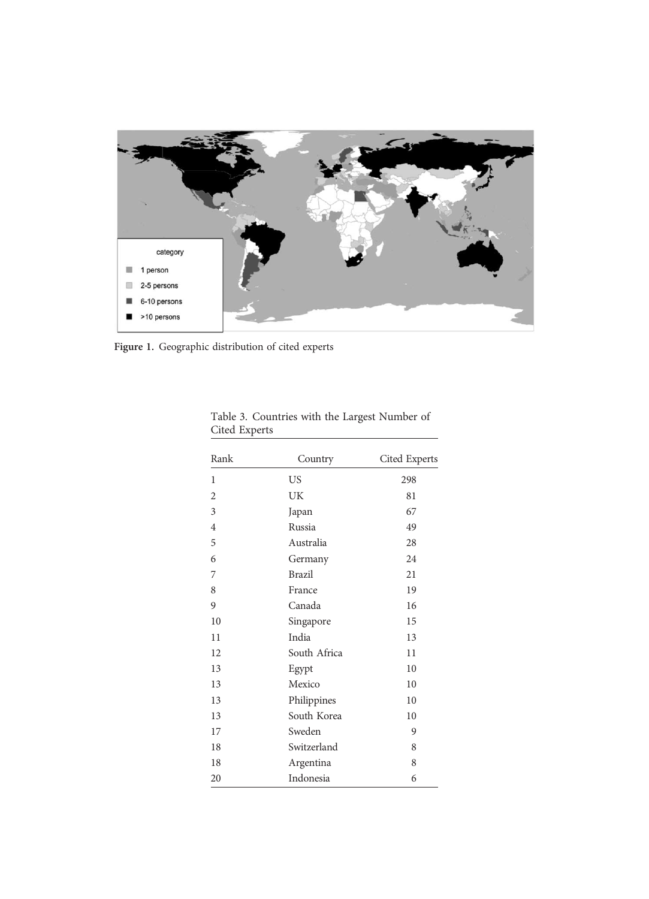**Figure 1.** Geographic distribution of cited experts

Table 3. Countries with the Largest Number of Cited Experts

| Rank | Country | Cited Experts |
|---|---|---|
| 1 | US | 298 |
| 2 | UK | 81 |
| 3 | Japan | 67 |
| 4 | Russia | 49 |
| 5 | Australia | 28 |
| 6 | Germany | 24 |
| 7 | Brazil | 21 |
| 8 | France | 19 |
| 9 | Canada | 16 |
| 10 | Singapore | 15 |
| 11 | India | 13 |
| 12 | South Africa | 11 |
| 13 | Egypt | 10 |
| 13 | Mexico | 10 |
| 13 | Philippines | 10 |
| 13 | South Korea | 10 |
| 17 | Sweden | 9 |
| 18 | Switzerland | 8 |
| 18 | Argentina | 8 |
| 20 | Indonesia | 6 |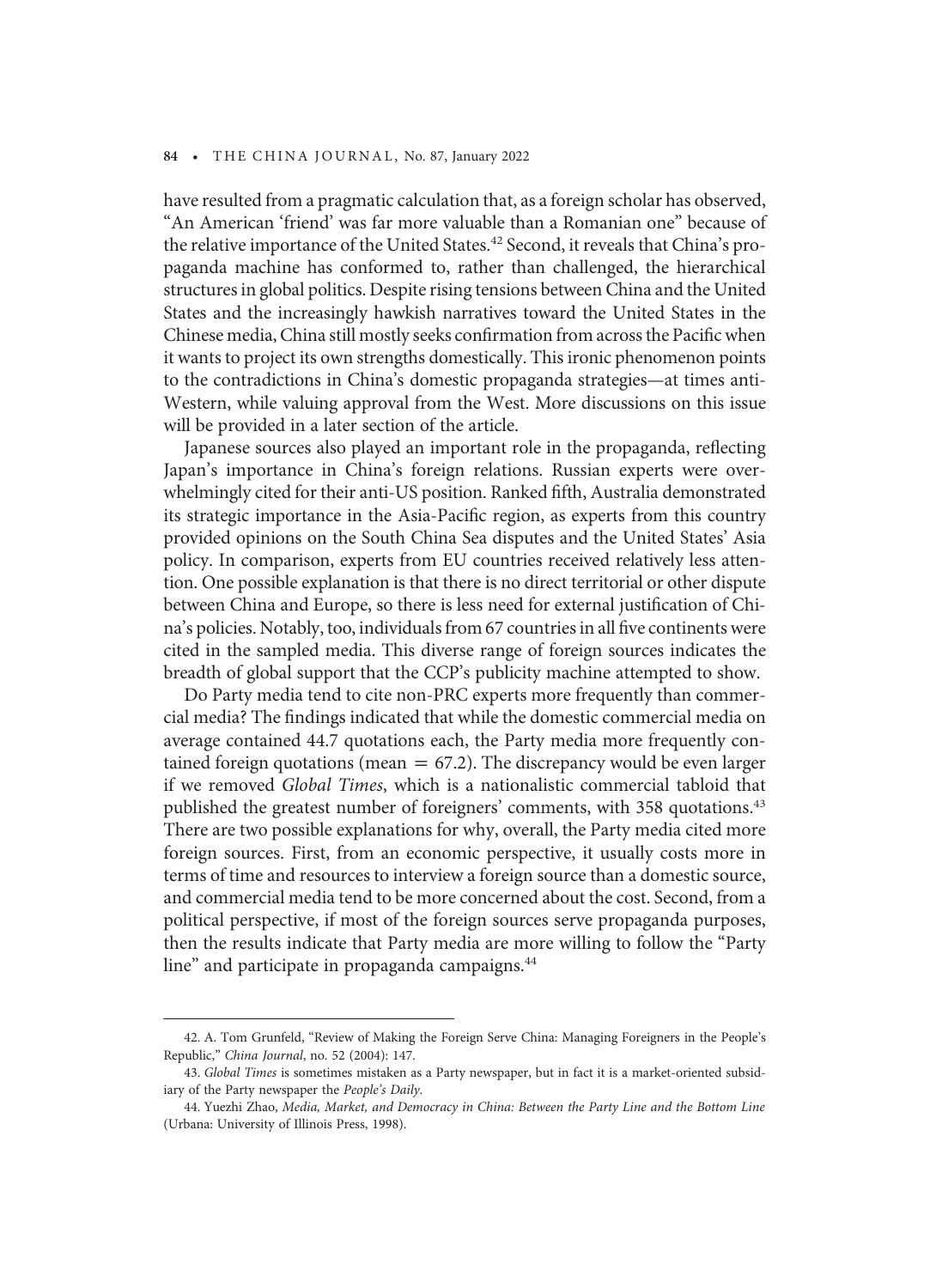have resulted from a pragmatic calculation that, as a foreign scholar has observed, "An American 'friend' was far more valuable than a Romanian one" because of the relative importance of the United States.[42] Second, it reveals that China's propaganda machine has conformed to, rather than challenged, the hierarchical structures in global politics. Despite rising tensions between China and the United States and the increasingly hawkish narratives toward the United States in the Chinese media, China still mostly seeks confirmation from across the Pacific when it wants to project its own strengths domestically. This ironic phenomenon points to the contradictions in China's domestic propaganda strategies—at times anti-Western, while valuing approval from the West. More discussions on this issue will be provided in a later section of the article.

Japanese sources also played an important role in the propaganda, reflecting Japan's importance in China's foreign relations. Russian experts were overwhelmingly cited for their anti-US position. Ranked fifth, Australia demonstrated its strategic importance in the Asia-Pacific region, as experts from this country provided opinions on the South China Sea disputes and the United States' Asia policy. In comparison, experts from EU countries received relatively less attention. One possible explanation is that there is no direct territorial or other dispute between China and Europe, so there is less need for external justification of China's policies. Notably, too, individuals from 67 countries in all five continents were cited in the sampled media. This diverse range of foreign sources indicates the breadth of global support that the CCP's publicity machine attempted to show.

Do Party media tend to cite non-PRC experts more frequently than commercial media? The findings indicated that while the domestic commercial media on average contained 44.7 quotations each, the Party media more frequently contained foreign quotations (mean = 67.2). The discrepancy would be even larger if we removed *Global Times*, which is a nationalistic commercial tabloid that published the greatest number of foreigners' comments, with 358 quotations.[43] There are two possible explanations for why, overall, the Party media cited more foreign sources. First, from an economic perspective, it usually costs more in terms of time and resources to interview a foreign source than a domestic source, and commercial media tend to be more concerned about the cost. Second, from a political perspective, if most of the foreign sources serve propaganda purposes, then the results indicate that Party media are more willing to follow the "Party line" and participate in propaganda campaigns.[44]

---

42. A. Tom Grunfeld, "Review of Making the Foreign Serve China: Managing Foreigners in the People's Republic," *China Journal*, no. 52 (2004): 147.

43. *Global Times* is sometimes mistaken as a Party newspaper, but in fact it is a market-oriented subsidiary of the Party newspaper the *People's Daily*.

44. Yuezhi Zhao, *Media, Market, and Democracy in China: Between the Party Line and the Bottom Line* (Urbana: University of Illinois Press, 1998).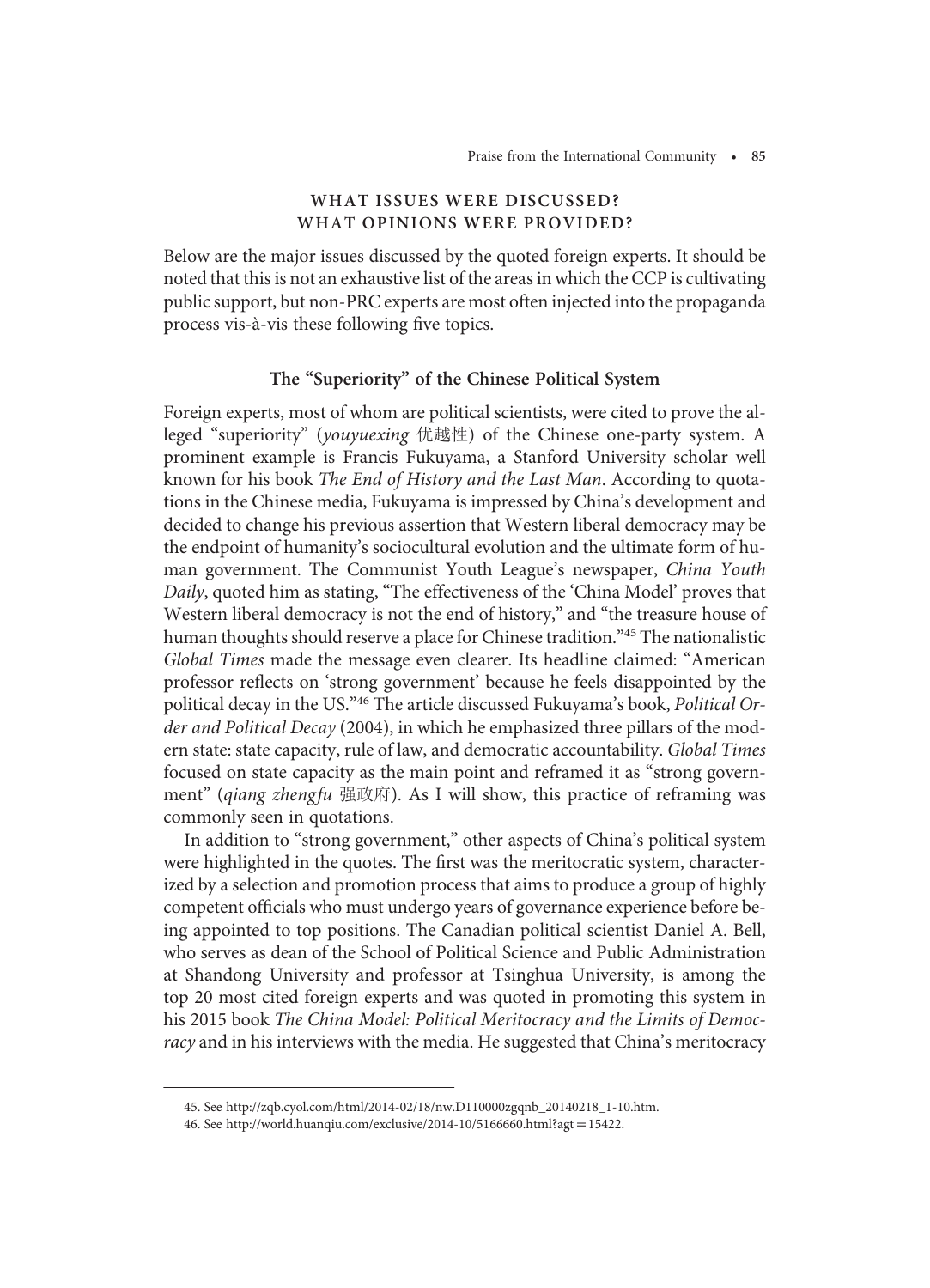## WHAT ISSUES WERE DISCUSSED? WHAT OPINIONS WERE PROVIDED?

Below are the major issues discussed by the quoted foreign experts. It should be noted that this is not an exhaustive list of the areas in which the CCP is cultivating public support, but non-PRC experts are most often injected into the propaganda process vis-à-vis these following five topics.

### The "Superiority" of the Chinese Political System

Foreign experts, most of whom are political scientists, were cited to prove the alleged "superiority" (*youyuexing* 优越性) of the Chinese one-party system. A prominent example is Francis Fukuyama, a Stanford University scholar well known for his book *The End of History and the Last Man*. According to quotations in the Chinese media, Fukuyama is impressed by China's development and decided to change his previous assertion that Western liberal democracy may be the endpoint of humanity's sociocultural evolution and the ultimate form of human government. The Communist Youth League's newspaper, *China Youth Daily*, quoted him as stating, "The effectiveness of the 'China Model' proves that Western liberal democracy is not the end of history," and "the treasure house of human thoughts should reserve a place for Chinese tradition."[45] The nationalistic *Global Times* made the message even clearer. Its headline claimed: "American professor reflects on 'strong government' because he feels disappointed by the political decay in the US."[46] The article discussed Fukuyama's book, *Political Order and Political Decay* (2004), in which he emphasized three pillars of the modern state: state capacity, rule of law, and democratic accountability. *Global Times* focused on state capacity as the main point and reframed it as "strong government" (*qiang zhengfu* 强政府). As I will show, this practice of reframing was commonly seen in quotations.

In addition to "strong government," other aspects of China's political system were highlighted in the quotes. The first was the meritocratic system, characterized by a selection and promotion process that aims to produce a group of highly competent officials who must undergo years of governance experience before being appointed to top positions. The Canadian political scientist Daniel A. Bell, who serves as dean of the School of Political Science and Public Administration at Shandong University and professor at Tsinghua University, is among the top 20 most cited foreign experts and was quoted in promoting this system in his 2015 book *The China Model: Political Meritocracy and the Limits of Democracy* and in his interviews with the media. He suggested that China's meritocracy

---

45. See http://zqb.cyol.com/html/2014-02/18/nw.D110000zgqnb_20140218_1-10.htm.

46. See http://world.huanqiu.com/exclusive/2014-10/5166660.html?agt=15422.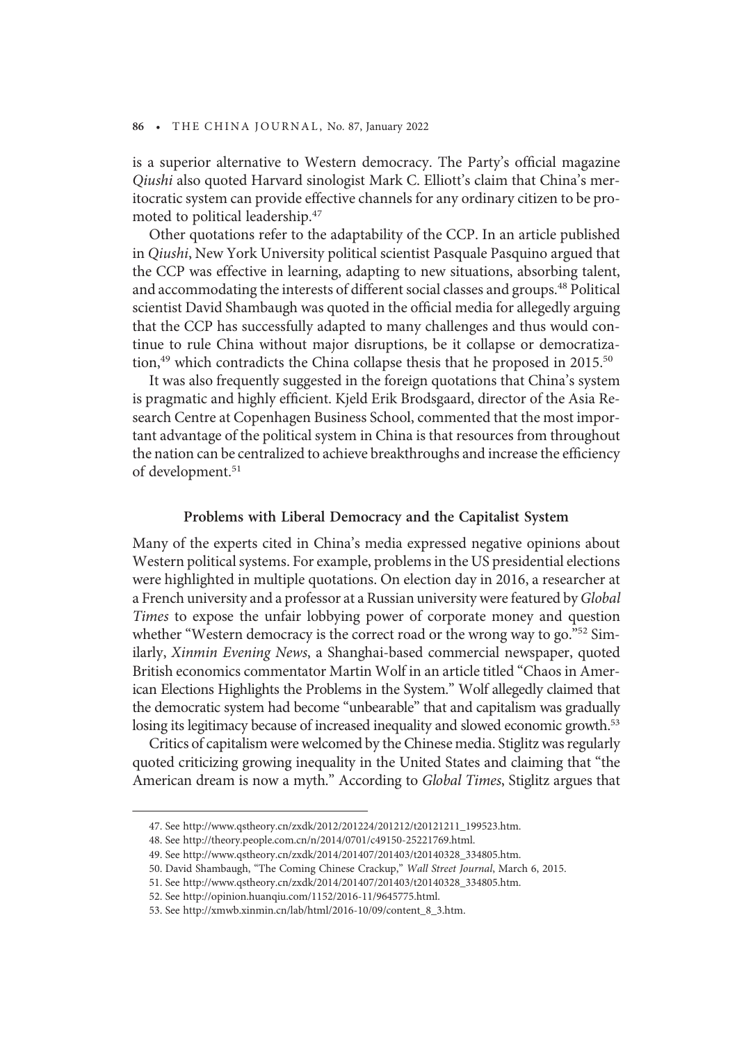is a superior alternative to Western democracy. The Party's official magazine *Qiushi* also quoted Harvard sinologist Mark C. Elliott's claim that China's meritocratic system can provide effective channels for any ordinary citizen to be promoted to political leadership.[47]

Other quotations refer to the adaptability of the CCP. In an article published in *Qiushi*, New York University political scientist Pasquale Pasquino argued that the CCP was effective in learning, adapting to new situations, absorbing talent, and accommodating the interests of different social classes and groups.[48] Political scientist David Shambaugh was quoted in the official media for allegedly arguing that the CCP has successfully adapted to many challenges and thus would continue to rule China without major disruptions, be it collapse or democratization,[49] which contradicts the China collapse thesis that he proposed in 2015.[50]

It was also frequently suggested in the foreign quotations that China's system is pragmatic and highly efficient. Kjeld Erik Brodsgaard, director of the Asia Research Centre at Copenhagen Business School, commented that the most important advantage of the political system in China is that resources from throughout the nation can be centralized to achieve breakthroughs and increase the efficiency of development.[51]

### Problems with Liberal Democracy and the Capitalist System

Many of the experts cited in China's media expressed negative opinions about Western political systems. For example, problems in the US presidential elections were highlighted in multiple quotations. On election day in 2016, a researcher at a French university and a professor at a Russian university were featured by *Global Times* to expose the unfair lobbying power of corporate money and question whether "Western democracy is the correct road or the wrong way to go."[52] Similarly, *Xinmin Evening News*, a Shanghai-based commercial newspaper, quoted British economics commentator Martin Wolf in an article titled "Chaos in American Elections Highlights the Problems in the System." Wolf allegedly claimed that the democratic system had become "unbearable" that and capitalism was gradually losing its legitimacy because of increased inequality and slowed economic growth.[53]

Critics of capitalism were welcomed by the Chinese media. Stiglitz was regularly quoted criticizing growing inequality in the United States and claiming that "the American dream is now a myth." According to *Global Times*, Stiglitz argues that

---

47. See http://www.qstheory.cn/zxdk/2012/201224/201212/t20121211_199523.htm.

48. See http://theory.people.com.cn/n/2014/0701/c49150-25221769.html.

49. See http://www.qstheory.cn/zxdk/2014/201407/201403/t20140328_334805.htm.

50. David Shambaugh, "The Coming Chinese Crackup," *Wall Street Journal*, March 6, 2015.

51. See http://www.qstheory.cn/zxdk/2014/201407/201403/t20140328_334805.htm.

52. See http://opinion.huanqiu.com/1152/2016-11/9645775.html.

53. See http://xmwb.xinmin.cn/lab/html/2016-10/09/content_8_3.htm.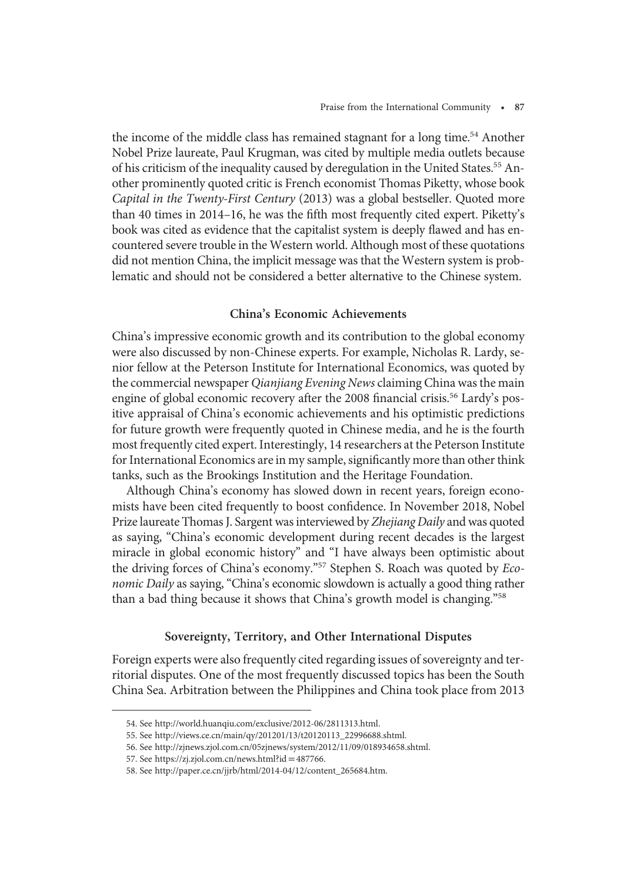the income of the middle class has remained stagnant for a long time.[54] Another Nobel Prize laureate, Paul Krugman, was cited by multiple media outlets because of his criticism of the inequality caused by deregulation in the United States.[55] Another prominently quoted critic is French economist Thomas Piketty, whose book *Capital in the Twenty-First Century* (2013) was a global bestseller. Quoted more than 40 times in 2014–16, he was the fifth most frequently cited expert. Piketty's book was cited as evidence that the capitalist system is deeply flawed and has encountered severe trouble in the Western world. Although most of these quotations did not mention China, the implicit message was that the Western system is problematic and should not be considered a better alternative to the Chinese system.

### China's Economic Achievements

China's impressive economic growth and its contribution to the global economy were also discussed by non-Chinese experts. For example, Nicholas R. Lardy, senior fellow at the Peterson Institute for International Economics, was quoted by the commercial newspaper *Qianjiang Evening News* claiming China was the main engine of global economic recovery after the 2008 financial crisis.[56] Lardy's positive appraisal of China's economic achievements and his optimistic predictions for future growth were frequently quoted in Chinese media, and he is the fourth most frequently cited expert. Interestingly, 14 researchers at the Peterson Institute for International Economics are in my sample, significantly more than other think tanks, such as the Brookings Institution and the Heritage Foundation.

Although China's economy has slowed down in recent years, foreign economists have been cited frequently to boost confidence. In November 2018, Nobel Prize laureate Thomas J. Sargent was interviewed by *Zhejiang Daily* and was quoted as saying, "China's economic development during recent decades is the largest miracle in global economic history" and "I have always been optimistic about the driving forces of China's economy."[57] Stephen S. Roach was quoted by *Economic Daily* as saying, "China's economic slowdown is actually a good thing rather than a bad thing because it shows that China's growth model is changing."[58]

### Sovereignty, Territory, and Other International Disputes

Foreign experts were also frequently cited regarding issues of sovereignty and territorial disputes. One of the most frequently discussed topics has been the South China Sea. Arbitration between the Philippines and China took place from 2013

---

54. See http://world.huanqiu.com/exclusive/2012-06/2811313.html.
55. See http://views.ce.cn/main/qy/201201/13/t20120113_22996688.shtml.
56. See http://zjnews.zjol.com.cn/05zjnews/system/2012/11/09/018934658.shtml.
57. See https://zj.zjol.com.cn/news.html?id=487766.
58. See http://paper.ce.cn/jjrb/html/2014-04/12/content_265684.htm.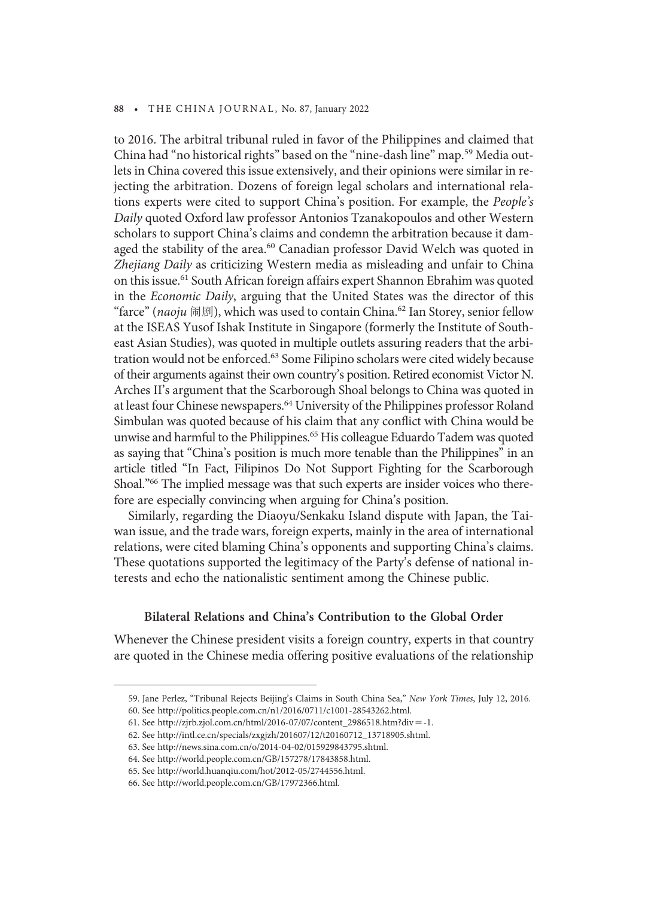to 2016. The arbitral tribunal ruled in favor of the Philippines and claimed that China had "no historical rights" based on the "nine-dash line" map.[59] Media outlets in China covered this issue extensively, and their opinions were similar in rejecting the arbitration. Dozens of foreign legal scholars and international relations experts were cited to support China's position. For example, the *People's Daily* quoted Oxford law professor Antonios Tzanakopoulos and other Western scholars to support China's claims and condemn the arbitration because it damaged the stability of the area.[60] Canadian professor David Welch was quoted in *Zhejiang Daily* as criticizing Western media as misleading and unfair to China on this issue.[61] South African foreign affairs expert Shannon Ebrahim was quoted in the *Economic Daily*, arguing that the United States was the director of this "farce" (*naoju* 闹剧), which was used to contain China.[62] Ian Storey, senior fellow at the ISEAS Yusof Ishak Institute in Singapore (formerly the Institute of Southeast Asian Studies), was quoted in multiple outlets assuring readers that the arbitration would not be enforced.[63] Some Filipino scholars were cited widely because of their arguments against their own country's position. Retired economist Victor N. Arches II's argument that the Scarborough Shoal belongs to China was quoted in at least four Chinese newspapers.[64] University of the Philippines professor Roland Simbulan was quoted because of his claim that any conflict with China would be unwise and harmful to the Philippines.[65] His colleague Eduardo Tadem was quoted as saying that "China's position is much more tenable than the Philippines" in an article titled "In Fact, Filipinos Do Not Support Fighting for the Scarborough Shoal."[66] The implied message was that such experts are insider voices who therefore are especially convincing when arguing for China's position.

Similarly, regarding the Diaoyu/Senkaku Island dispute with Japan, the Taiwan issue, and the trade wars, foreign experts, mainly in the area of international relations, were cited blaming China's opponents and supporting China's claims. These quotations supported the legitimacy of the Party's defense of national interests and echo the nationalistic sentiment among the Chinese public.

### Bilateral Relations and China's Contribution to the Global Order

Whenever the Chinese president visits a foreign country, experts in that country are quoted in the Chinese media offering positive evaluations of the relationship

---

59. Jane Perlez, "Tribunal Rejects Beijing's Claims in South China Sea," *New York Times*, July 12, 2016.

60. See http://politics.people.com.cn/n1/2016/0711/c1001-28543262.html.

61. See http://zjrb.zjol.com.cn/html/2016-07/07/content_2986518.htm?div=-1.

62. See http://intl.ce.cn/specials/zxgjzh/201607/12/t20160712_13718905.shtml.

63. See http://news.sina.com.cn/o/2014-04-02/015929843795.shtml.

64. See http://world.people.com.cn/GB/157278/17843858.html.

65. See http://world.huanqiu.com/hot/2012-05/2744556.html.

66. See http://world.people.com.cn/GB/17972366.html.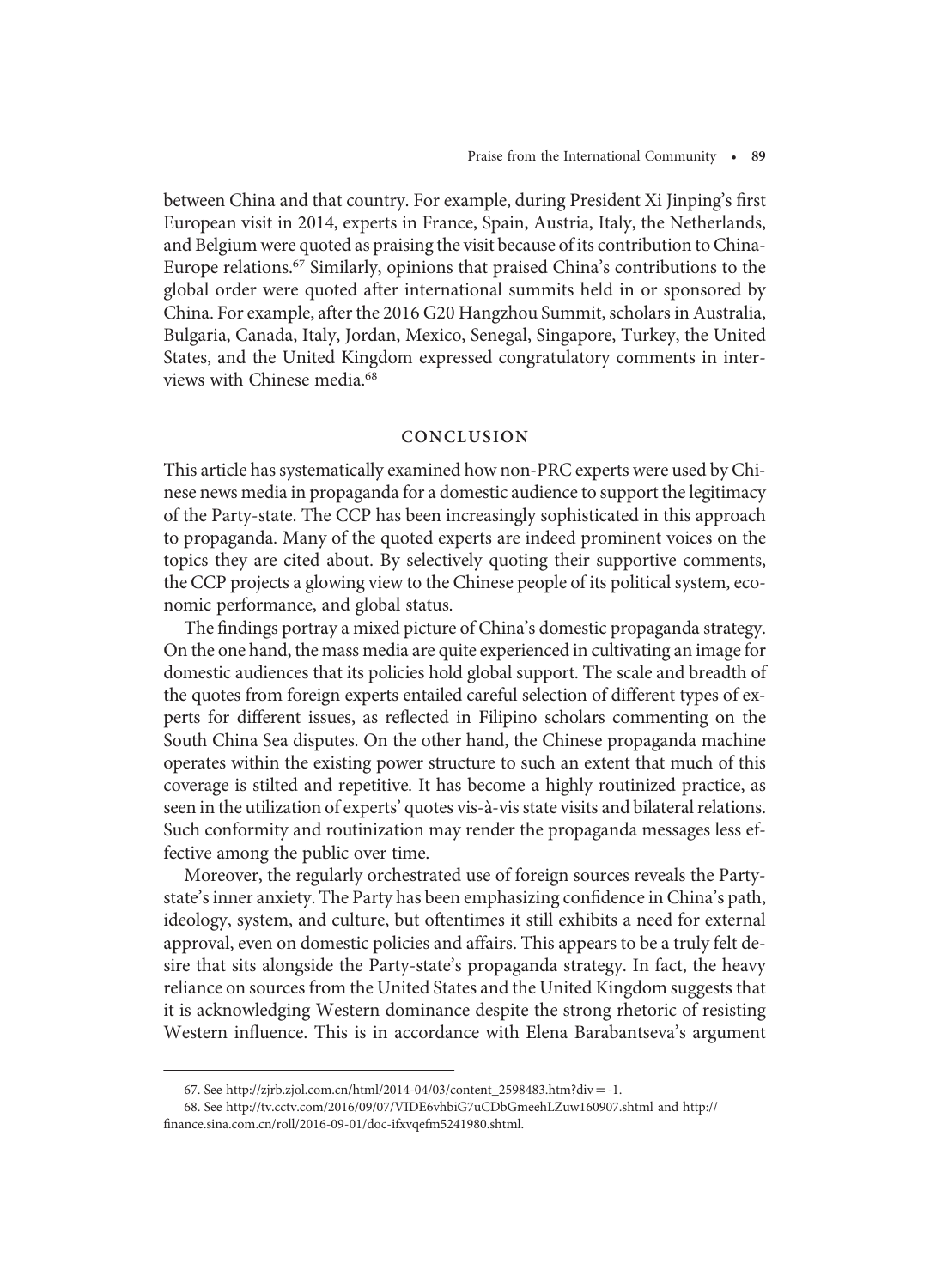between China and that country. For example, during President Xi Jinping's first European visit in 2014, experts in France, Spain, Austria, Italy, the Netherlands, and Belgium were quoted as praising the visit because of its contribution to China-Europe relations.[67] Similarly, opinions that praised China's contributions to the global order were quoted after international summits held in or sponsored by China. For example, after the 2016 G20 Hangzhou Summit, scholars in Australia, Bulgaria, Canada, Italy, Jordan, Mexico, Senegal, Singapore, Turkey, the United States, and the United Kingdom expressed congratulatory comments in interviews with Chinese media.[68]

## CONCLUSION

This article has systematically examined how non-PRC experts were used by Chinese news media in propaganda for a domestic audience to support the legitimacy of the Party-state. The CCP has been increasingly sophisticated in this approach to propaganda. Many of the quoted experts are indeed prominent voices on the topics they are cited about. By selectively quoting their supportive comments, the CCP projects a glowing view to the Chinese people of its political system, economic performance, and global status.

The findings portray a mixed picture of China's domestic propaganda strategy. On the one hand, the mass media are quite experienced in cultivating an image for domestic audiences that its policies hold global support. The scale and breadth of the quotes from foreign experts entailed careful selection of different types of experts for different issues, as reflected in Filipino scholars commenting on the South China Sea disputes. On the other hand, the Chinese propaganda machine operates within the existing power structure to such an extent that much of this coverage is stilted and repetitive. It has become a highly routinized practice, as seen in the utilization of experts' quotes vis-à-vis state visits and bilateral relations. Such conformity and routinization may render the propaganda messages less effective among the public over time.

Moreover, the regularly orchestrated use of foreign sources reveals the Party-state's inner anxiety. The Party has been emphasizing confidence in China's path, ideology, system, and culture, but oftentimes it still exhibits a need for external approval, even on domestic policies and affairs. This appears to be a truly felt desire that sits alongside the Party-state's propaganda strategy. In fact, the heavy reliance on sources from the United States and the United Kingdom suggests that it is acknowledging Western dominance despite the strong rhetoric of resisting Western influence. This is in accordance with Elena Barabantseva's argument

---

67. See http://zjrb.zjol.com.cn/html/2014-04/03/content_2598483.htm?div = -1.

68. See http://tv.cctv.com/2016/09/07/VIDE6vhbiG7uCDbGmeehLZuw160907.shtml and http://finance.sina.com.cn/roll/2016-09-01/doc-ifxvqefm5241980.shtml.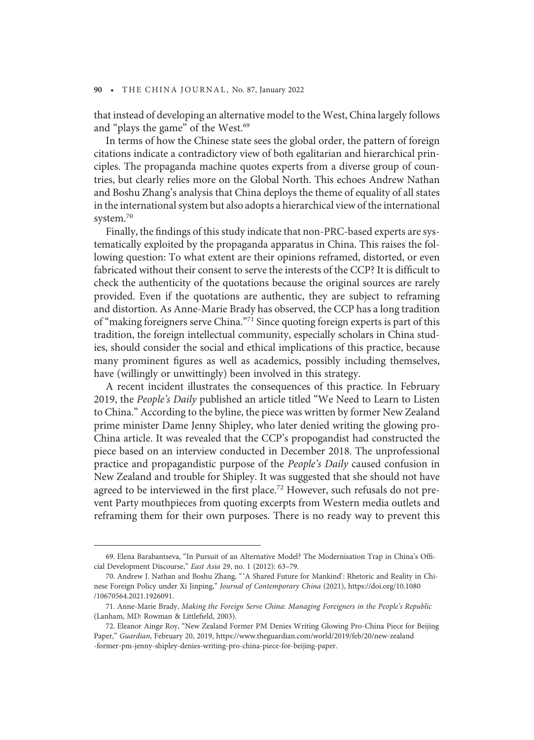that instead of developing an alternative model to the West, China largely follows and "plays the game" of the West.[69]

In terms of how the Chinese state sees the global order, the pattern of foreign citations indicate a contradictory view of both egalitarian and hierarchical principles. The propaganda machine quotes experts from a diverse group of countries, but clearly relies more on the Global North. This echoes Andrew Nathan and Boshu Zhang's analysis that China deploys the theme of equality of all states in the international system but also adopts a hierarchical view of the international system.[70]

Finally, the findings of this study indicate that non-PRC-based experts are systematically exploited by the propaganda apparatus in China. This raises the following question: To what extent are their opinions reframed, distorted, or even fabricated without their consent to serve the interests of the CCP? It is difficult to check the authenticity of the quotations because the original sources are rarely provided. Even if the quotations are authentic, they are subject to reframing and distortion. As Anne-Marie Brady has observed, the CCP has a long tradition of "making foreigners serve China."[71] Since quoting foreign experts is part of this tradition, the foreign intellectual community, especially scholars in China studies, should consider the social and ethical implications of this practice, because many prominent figures as well as academics, possibly including themselves, have (willingly or unwittingly) been involved in this strategy.

A recent incident illustrates the consequences of this practice. In February 2019, the *People's Daily* published an article titled "We Need to Learn to Listen to China." According to the byline, the piece was written by former New Zealand prime minister Dame Jenny Shipley, who later denied writing the glowing pro-China article. It was revealed that the CCP's propogandist had constructed the piece based on an interview conducted in December 2018. The unprofessional practice and propagandistic purpose of the *People's Daily* caused confusion in New Zealand and trouble for Shipley. It was suggested that she should not have agreed to be interviewed in the first place.[72] However, such refusals do not prevent Party mouthpieces from quoting excerpts from Western media outlets and reframing them for their own purposes. There is no ready way to prevent this

---

69. Elena Barabantseva, "In Pursuit of an Alternative Model? The Modernisation Trap in China's Official Development Discourse," *East Asia* 29, no. 1 (2012): 63–79.

70. Andrew J. Nathan and Boshu Zhang, "'A Shared Future for Mankind': Rhetoric and Reality in Chinese Foreign Policy under Xi Jinping," *Journal of Contemporary China* (2021), https://doi.org/10.1080/10670564.2021.1926091.

71. Anne-Marie Brady, *Making the Foreign Serve China: Managing Foreigners in the People's Republic* (Lanham, MD: Rowman & Littlefield, 2003).

72. Eleanor Ainge Roy, "New Zealand Former PM Denies Writing Glowing Pro-China Piece for Beijing Paper," *Guardian*, February 20, 2019, https://www.theguardian.com/world/2019/feb/20/new-zealand-former-pm-jenny-shipley-denies-writing-pro-china-piece-for-beijing-paper.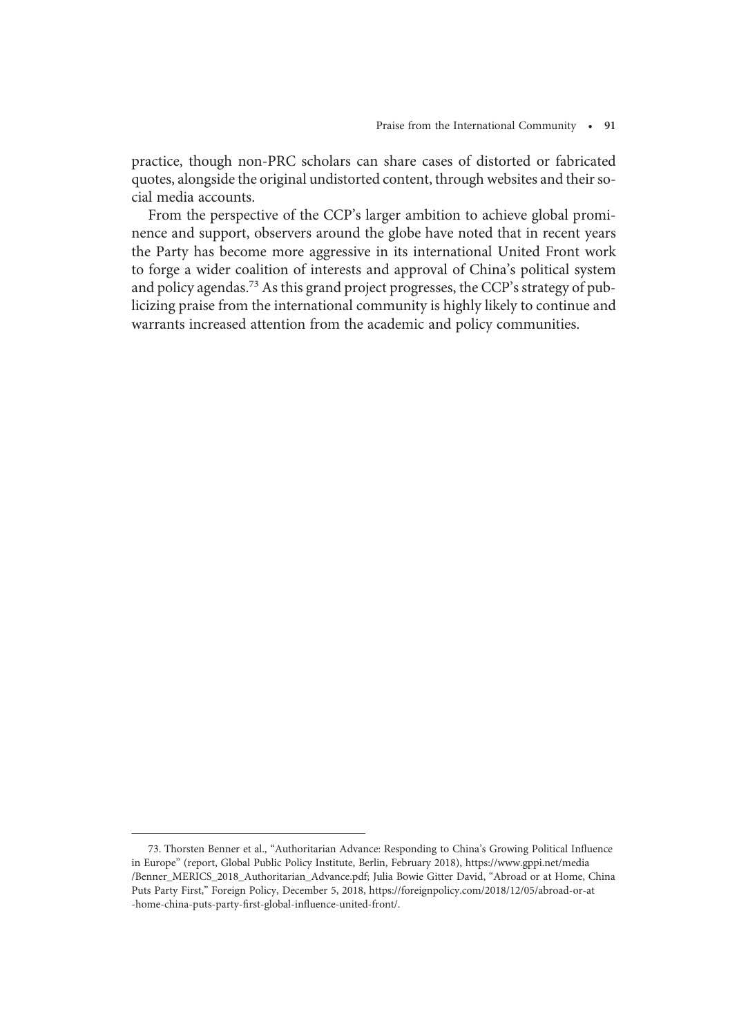practice, though non-PRC scholars can share cases of distorted or fabricated quotes, alongside the original undistorted content, through websites and their social media accounts.

From the perspective of the CCP's larger ambition to achieve global prominence and support, observers around the globe have noted that in recent years the Party has become more aggressive in its international United Front work to forge a wider coalition of interests and approval of China's political system and policy agendas.[73] As this grand project progresses, the CCP's strategy of publicizing praise from the international community is highly likely to continue and warrants increased attention from the academic and policy communities.

73. Thorsten Benner et al., "Authoritarian Advance: Responding to China's Growing Political Influence in Europe" (report, Global Public Policy Institute, Berlin, February 2018), https://www.gppi.net/media/Benner_MERICS_2018_Authoritarian_Advance.pdf; Julia Bowie Gitter David, "Abroad or at Home, China Puts Party First," Foreign Policy, December 5, 2018, https://foreignpolicy.com/2018/12/05/abroad-or-at-home-china-puts-party-first-global-influence-united-front/.